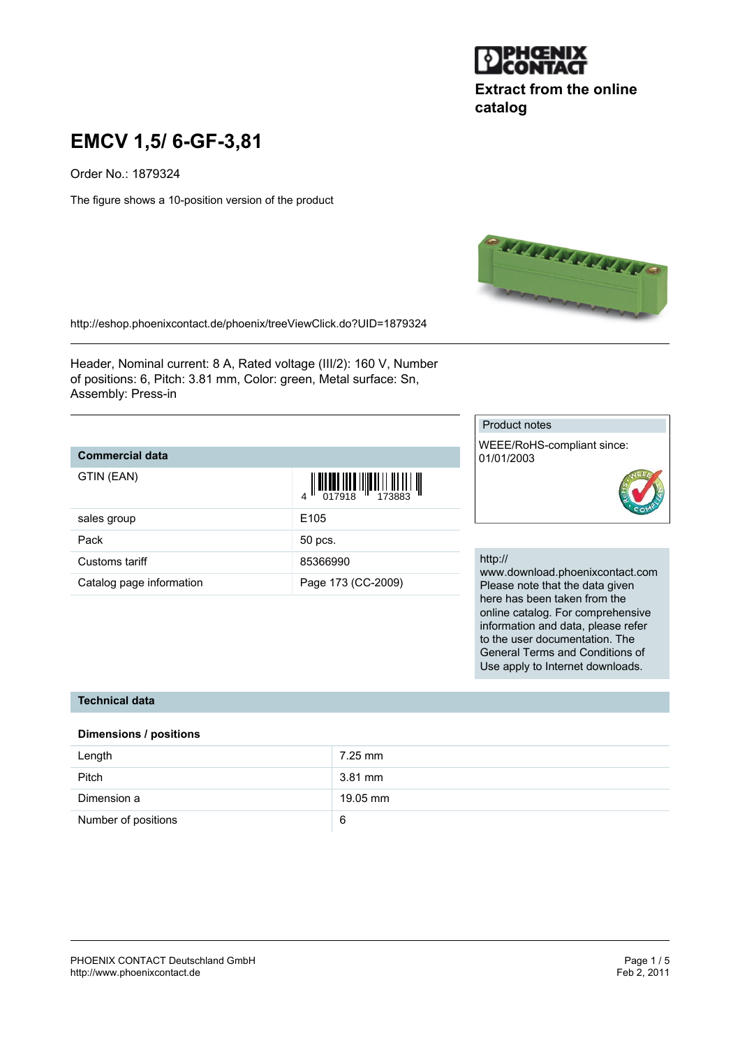Extract from the online catalog

# EMCV 1,5/ 6-GF-3,81

Order No.: 1879324

The figure shows a 10-position version of the product

http://eshop.phoenixcontact.de/phoenix/treeViewClick.do?UID=1879324

Header, Nominal current: 8 A, Rated voltage (III/2): 160 V, Number of positions: 6, Pitch: 3.81 mm, Color: green, Metal surface: Sn, Assembly: Press-in

| Commercial data | |
|---|---|
| GTIN (EAN) | 4 017918 173883 |
| sales group | E105 |
| Pack | 50 pcs. |
| Customs tariff | 85366990 |
| Catalog page information | Page 173 (CC-2009) |

Product notes

WEEE/RoHS-compliant since: 01/01/2003

http://www.download.phoenixcontact.com Please note that the data given here has been taken from the online catalog. For comprehensive information and data, please refer to the user documentation. The General Terms and Conditions of Use apply to Internet downloads.

## Technical data

### Dimensions / positions

| | |
|---|---|
| Length | 7.25 mm |
| Pitch | 3.81 mm |
| Dimension a | 19.05 mm |
| Number of positions | 6 |

PHOENIX CONTACT Deutschland GmbH
http://www.phoenixcontact.de

Feb 2, 2011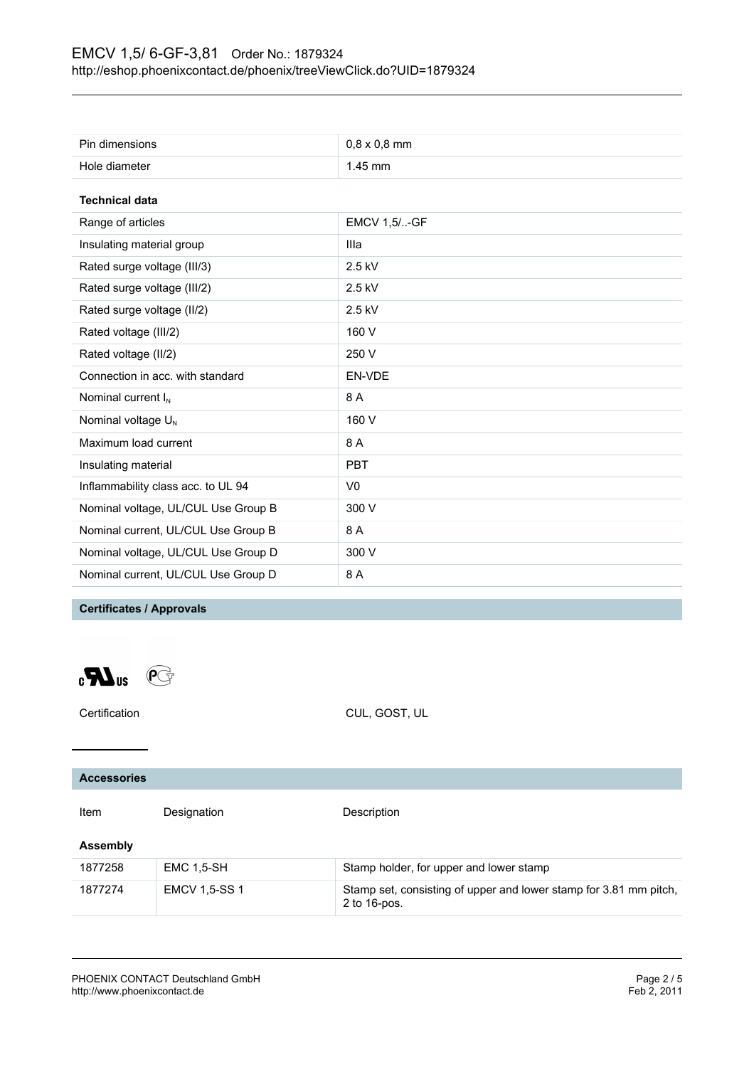| | |
|---|---|
| Pin dimensions | 0,8 x 0,8 mm |
| Hole diameter | 1.45 mm |

**Technical data**

| | |
|---|---|
| Range of articles | EMCV 1,5/..-GF |
| Insulating material group | IIIa |
| Rated surge voltage (III/3) | 2.5 kV |
| Rated surge voltage (III/2) | 2.5 kV |
| Rated surge voltage (II/2) | 2.5 kV |
| Rated voltage (III/2) | 160 V |
| Rated voltage (II/2) | 250 V |
| Connection in acc. with standard | EN-VDE |
| Nominal current $I_N$ | 8 A |
| Nominal voltage $U_N$ | 160 V |
| Maximum load current | 8 A |
| Insulating material | PBT |
| Inflammability class acc. to UL 94 | V0 |
| Nominal voltage, UL/CUL Use Group B | 300 V |
| Nominal current, UL/CUL Use Group B | 8 A |
| Nominal voltage, UL/CUL Use Group D | 300 V |
| Nominal current, UL/CUL Use Group D | 8 A |

## Certificates / Approvals

| | |
|---|---|
| Certification | CUL, GOST, UL |

## Accessories

| Item | Designation | Description |
|---|---|---|
| **Assembly** | | |
| 1877258 | EMC 1,5-SH | Stamp holder, for upper and lower stamp |
| 1877274 | EMCV 1,5-SS 1 | Stamp set, consisting of upper and lower stamp for 3.81 mm pitch, 2 to 16-pos. |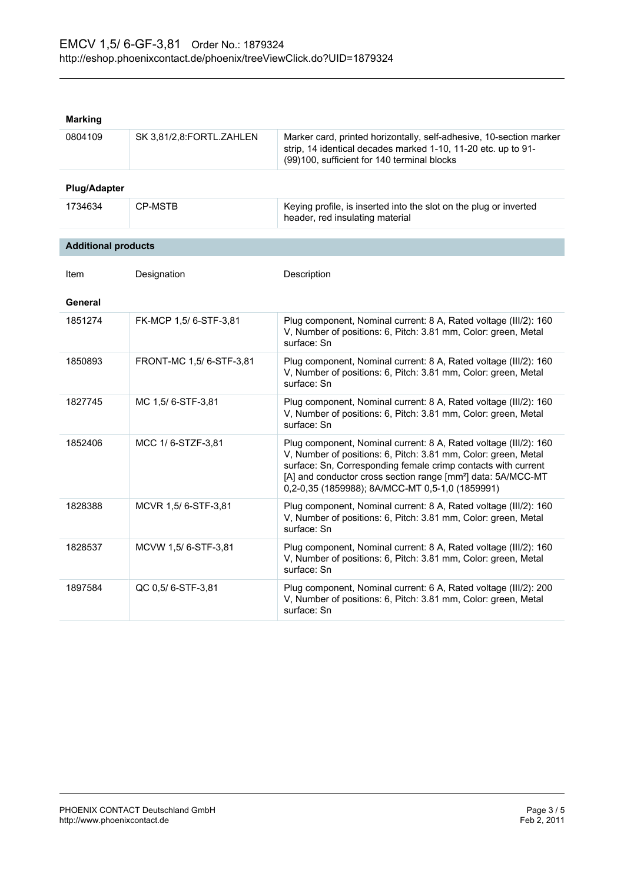### Marking

| | | |
|---|---|---|
| 0804109 | SK 3,81/2,8:FORTL.ZAHLEN | Marker card, printed horizontally, self-adhesive, 10-section marker strip, 14 identical decades marked 1-10, 11-20 etc. up to 91-(99)100, sufficient for 140 terminal blocks |

### Plug/Adapter

| | | |
|---|---|---|
| 1734634 | CP-MSTB | Keying profile, is inserted into the slot on the plug or inverted header, red insulating material |

## Additional products

| Item | Designation | Description |
|---|---|---|
| **General** | | |
| 1851274 | FK-MCP 1,5/ 6-STF-3,81 | Plug component, Nominal current: 8 A, Rated voltage (III/2): 160 V, Number of positions: 6, Pitch: 3.81 mm, Color: green, Metal surface: Sn |
| 1850893 | FRONT-MC 1,5/ 6-STF-3,81 | Plug component, Nominal current: 8 A, Rated voltage (III/2): 160 V, Number of positions: 6, Pitch: 3.81 mm, Color: green, Metal surface: Sn |
| 1827745 | MC 1,5/ 6-STF-3,81 | Plug component, Nominal current: 8 A, Rated voltage (III/2): 160 V, Number of positions: 6, Pitch: 3.81 mm, Color: green, Metal surface: Sn |
| 1852406 | MCC 1/ 6-STZF-3,81 | Plug component, Nominal current: 8 A, Rated voltage (III/2): 160 V, Number of positions: 6, Pitch: 3.81 mm, Color: green, Metal surface: Sn, Corresponding female crimp contacts with current [A] and conductor cross section range [mm²] data: 5A/MCC-MT 0,2-0,35 (1859988); 8A/MCC-MT 0,5-1,0 (1859991) |
| 1828388 | MCVR 1,5/ 6-STF-3,81 | Plug component, Nominal current: 8 A, Rated voltage (III/2): 160 V, Number of positions: 6, Pitch: 3.81 mm, Color: green, Metal surface: Sn |
| 1828537 | MCVW 1,5/ 6-STF-3,81 | Plug component, Nominal current: 8 A, Rated voltage (III/2): 160 V, Number of positions: 6, Pitch: 3.81 mm, Color: green, Metal surface: Sn |
| 1897584 | QC 0,5/ 6-STF-3,81 | Plug component, Nominal current: 6 A, Rated voltage (III/2): 200 V, Number of positions: 6, Pitch: 3.81 mm, Color: green, Metal surface: Sn |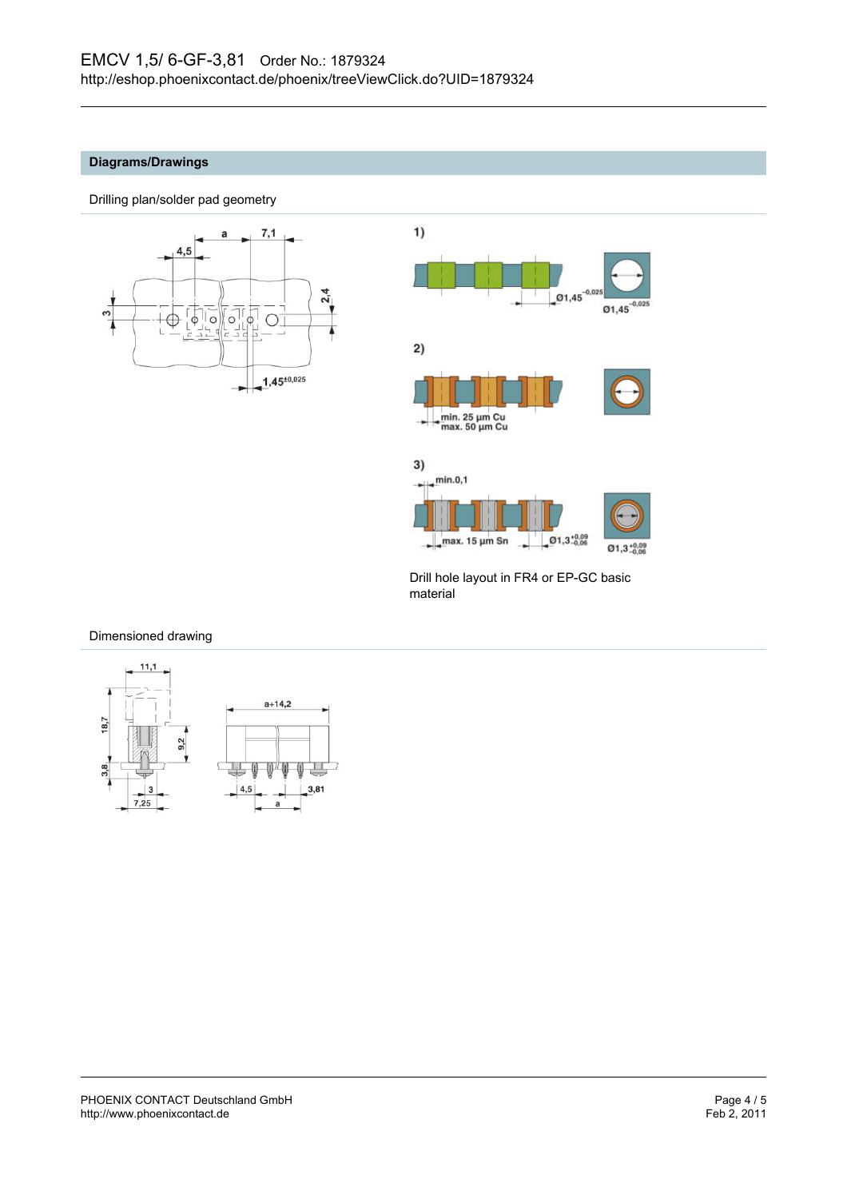## Diagrams/Drawings

Drilling plan/solder pad geometry

a
7,1
4,5
3
2,4
$1,45^{\pm 0,025}$

1)

$Ø1,45^{-0,025}$

$Ø1,45^{-0,025}$

2)

min. 25 µm Cu
max. 50 µm Cu

3)

min.0,1

max. 15 µm Sn

$Ø1,3^{+0,09}_{-0,06}$

$Ø1,3^{+0,09}_{-0,06}$

Drill hole layout in FR4 or EP-GC basic material

Dimensioned drawing

11,1
18,7
9,2
3,8
3
7,25

a+14,2
4,5
3,81
a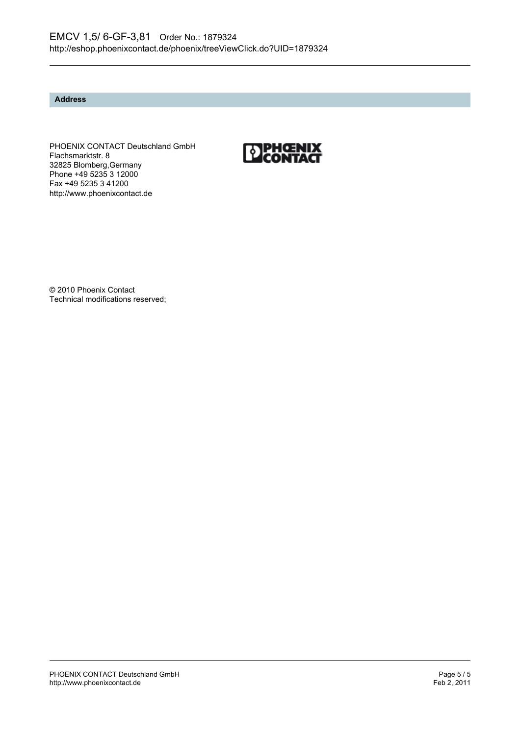## Address

PHOENIX CONTACT Deutschland GmbH
Flachsmarktstr. 8
32825 Blomberg,Germany
Phone +49 5235 3 12000
Fax +49 5235 3 41200
http://www.phoenixcontact.de

© 2010 Phoenix Contact
Technical modifications reserved;